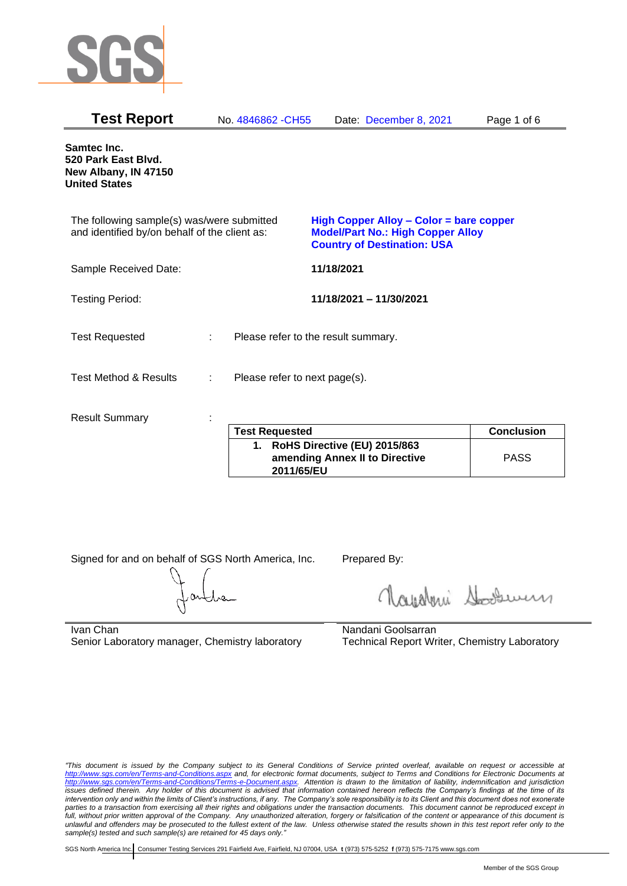# Test Report

No. 4846862 -CH55 Date: December 8, 2021

**Samtec Inc.**
**520 Park East Blvd.**
**New Albany, IN 47150**
**United States**

The following sample(s) was/were submitted and identified by/on behalf of the client as:

**High Copper Alloy – Color = bare copper**
**Model/Part No.: High Copper Alloy**
**Country of Destination: USA**

Sample Received Date: **11/18/2021**

Testing Period: **11/18/2021 – 11/30/2021**

Test Requested : Please refer to the result summary.

Test Method & Results : Please refer to next page(s).

Result Summary :

| Test Requested | Conclusion |
|---|---|
| **1. RoHS Directive (EU) 2015/863 amending Annex II to Directive 2011/65/EU** | PASS |

Signed for and on behalf of SGS North America, Inc.

Ivan Chan
Senior Laboratory manager, Chemistry laboratory

Prepared By:

Nandani Goolsarran
Technical Report Writer, Chemistry Laboratory

*"This document is issued by the Company subject to its General Conditions of Service printed overleaf, available on request or accessible at http://www.sgs.com/en/Terms-and-Conditions.aspx and, for electronic format documents, subject to Terms and Conditions for Electronic Documents at http://www.sgs.com/en/Terms-and-Conditions/Terms-e-Document.aspx. Attention is drawn to the limitation of liability, indemnification and jurisdiction issues defined therein. Any holder of this document is advised that information contained hereon reflects the Company's findings at the time of its intervention only and within the limits of Client's instructions, if any. The Company's sole responsibility is to its Client and this document does not exonerate parties to a transaction from exercising all their rights and obligations under the transaction documents. This document cannot be reproduced except in full, without prior written approval of the Company. Any unauthorized alteration, forgery or falsification of the content or appearance of this document is unlawful and offenders may be prosecuted to the fullest extent of the law. Unless otherwise stated the results shown in this test report refer only to the sample(s) tested and such sample(s) are retained for 45 days only."*

SGS North America Inc. Consumer Testing Services 291 Fairfield Ave, Fairfield, NJ 07004, USA t (973) 575-5252 f (973) 575-7175 www.sgs.com

Member of the SGS Group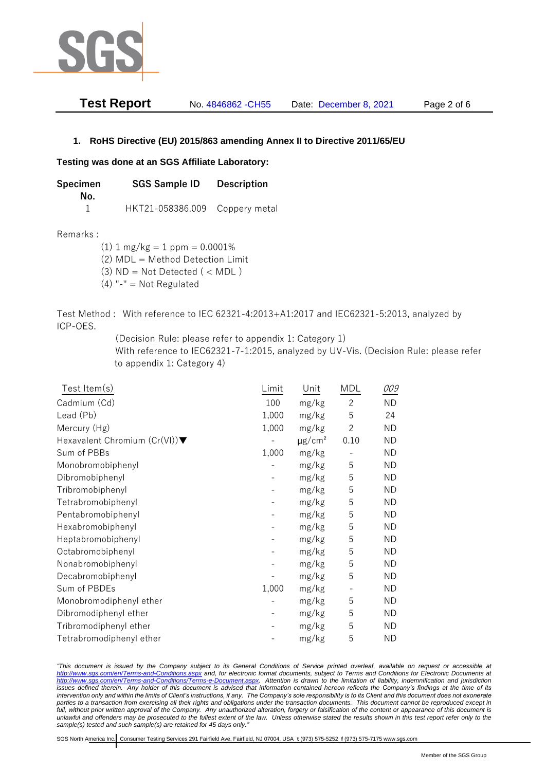**Test Report** No. 4846862 -CH55 Date: December 8, 2021

## 1. RoHS Directive (EU) 2015/863 amending Annex II to Directive 2011/65/EU

**Testing was done at an SGS Affiliate Laboratory:**

| Specimen No. | SGS Sample ID | Description |
|---|---|---|
| 1 | HKT21-058386.009 | Coppery metal |

Remarks :

(1) 1 mg/kg = 1 ppm = 0.0001%
(2) MDL = Method Detection Limit
(3) ND = Not Detected ( < MDL )
(4) "-" = Not Regulated

Test Method : With reference to IEC 62321-4:2013+A1:2017 and IEC62321-5:2013, analyzed by ICP-OES.
(Decision Rule: please refer to appendix 1: Category 1)
With reference to IEC62321-7-1:2015, analyzed by UV-Vis. (Decision Rule: please refer to appendix 1: Category 4)

| Test Item(s) | Limit | Unit | MDL | 009 |
|---|---|---|---|---|
| Cadmium (Cd) | 100 | mg/kg | 2 | ND |
| Lead (Pb) | 1,000 | mg/kg | 5 | 24 |
| Mercury (Hg) | 1,000 | mg/kg | 2 | ND |
| Hexavalent Chromium (Cr(VI))▼ | - | $\mu g/cm^2$ | 0.10 | ND |
| Sum of PBBs | 1,000 | mg/kg | - | ND |
| Monobromobiphenyl | - | mg/kg | 5 | ND |
| Dibromobiphenyl | - | mg/kg | 5 | ND |
| Tribromobiphenyl | - | mg/kg | 5 | ND |
| Tetrabromobiphenyl | - | mg/kg | 5 | ND |
| Pentabromobiphenyl | - | mg/kg | 5 | ND |
| Hexabromobiphenyl | - | mg/kg | 5 | ND |
| Heptabromobiphenyl | - | mg/kg | 5 | ND |
| Octabromobiphenyl | - | mg/kg | 5 | ND |
| Nonabromobiphenyl | - | mg/kg | 5 | ND |
| Decabromobiphenyl | - | mg/kg | 5 | ND |
| Sum of PBDEs | 1,000 | mg/kg | - | ND |
| Monobromodiphenyl ether | - | mg/kg | 5 | ND |
| Dibromodiphenyl ether | - | mg/kg | 5 | ND |
| Tribromodiphenyl ether | - | mg/kg | 5 | ND |
| Tetrabromodiphenyl ether | - | mg/kg | 5 | ND |

*"This document is issued by the Company subject to its General Conditions of Service printed overleaf, available on request or accessible at http://www.sgs.com/en/Terms-and-Conditions.aspx and, for electronic format documents, subject to Terms and Conditions for Electronic Documents at http://www.sgs.com/en/Terms-and-Conditions/Terms-e-Document.aspx. Attention is drawn to the limitation of liability, indemnification and jurisdiction issues defined therein. Any holder of this document is advised that information contained hereon reflects the Company's findings at the time of its intervention only and within the limits of Client's instructions, if any. The Company's sole responsibility is to its Client and this document does not exonerate parties to a transaction from exercising all their rights and obligations under the transaction documents. This document cannot be reproduced except in full, without prior written approval of the Company. Any unauthorized alteration, forgery or falsification of the content or appearance of this document is unlawful and offenders may be prosecuted to the fullest extent of the law. Unless otherwise stated the results shown in this test report refer only to the sample(s) tested and such sample(s) are retained for 45 days only."*

SGS North America Inc. | Consumer Testing Services 291 Fairfield Ave, Fairfield, NJ 07004, USA t (973) 575-5252 f (973) 575-7175 www.sgs.com

Member of the SGS Group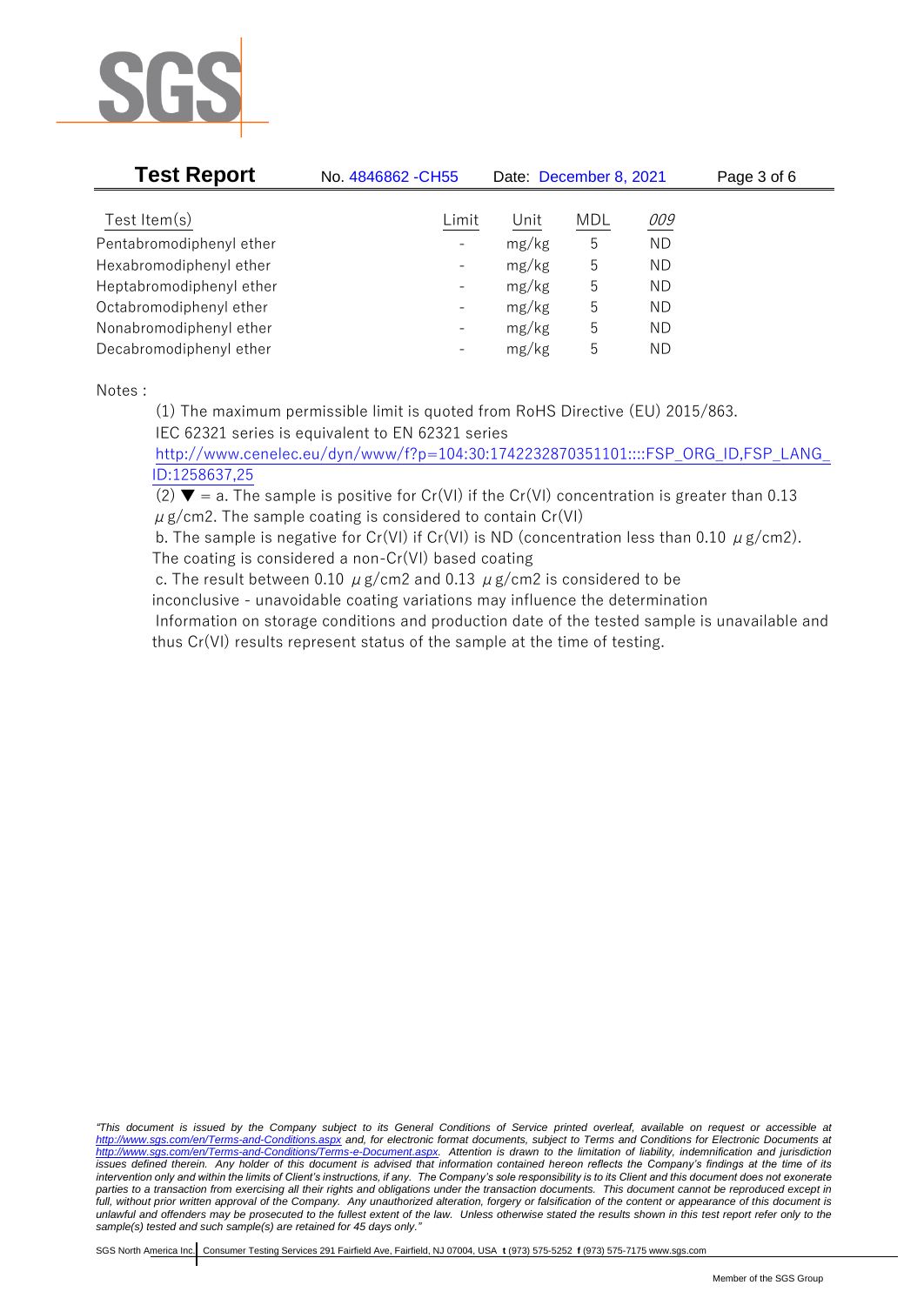| Test Item(s) | Limit | Unit | MDL | 009 |
|---|---|---|---|---|
| Pentabromodiphenyl ether | - | mg/kg | 5 | ND |
| Hexabromodiphenyl ether | - | mg/kg | 5 | ND |
| Heptabromodiphenyl ether | - | mg/kg | 5 | ND |
| Octabromodiphenyl ether | - | mg/kg | 5 | ND |
| Nonabromodiphenyl ether | - | mg/kg | 5 | ND |
| Decabromodiphenyl ether | - | mg/kg | 5 | ND |

Notes :

(1) The maximum permissible limit is quoted from RoHS Directive (EU) 2015/863.
IEC 62321 series is equivalent to EN 62321 series
http://www.cenelec.eu/dyn/www/f?p=104:30:1742232870351101::::FSP_ORG_ID,FSP_LANG_ID:1258637,25

(2) ▼ = a. The sample is positive for Cr(VI) if the Cr(VI) concentration is greater than 0.13 $\mu$g/cm2. The sample coating is considered to contain Cr(VI)
b. The sample is negative for Cr(VI) if Cr(VI) is ND (concentration less than 0.10 $\mu$g/cm2). The coating is considered a non-Cr(VI) based coating
c. The result between 0.10 $\mu$g/cm2 and 0.13 $\mu$g/cm2 is considered to be inconclusive - unavoidable coating variations may influence the determination
Information on storage conditions and production date of the tested sample is unavailable and thus Cr(VI) results represent status of the sample at the time of testing.

*"This document is issued by the Company subject to its General Conditions of Service printed overleaf, available on request or accessible at http://www.sgs.com/en/Terms-and-Conditions.aspx and, for electronic format documents, subject to Terms and Conditions for Electronic Documents at http://www.sgs.com/en/Terms-and-Conditions/Terms-e-Document.aspx. Attention is drawn to the limitation of liability, indemnification and jurisdiction issues defined therein. Any holder of this document is advised that information contained hereon reflects the Company's findings at the time of its intervention only and within the limits of Client's instructions, if any. The Company's sole responsibility is to its Client and this document does not exonerate parties to a transaction from exercising all their rights and obligations under the transaction documents. This document cannot be reproduced except in full, without prior written approval of the Company. Any unauthorized alteration, forgery or falsification of the content or appearance of this document is unlawful and offenders may be prosecuted to the fullest extent of the law. Unless otherwise stated the results shown in this test report refer only to the sample(s) tested and such sample(s) are retained for 45 days only."*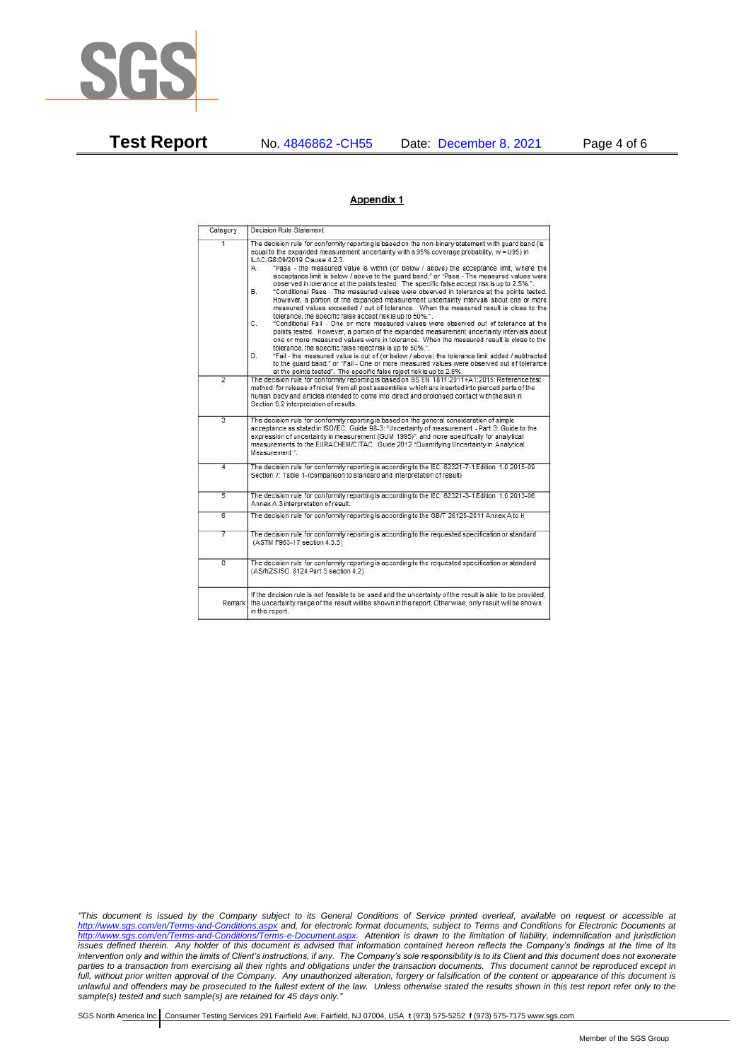**Test Report** No. 4846862 -CH55 Date: December 8, 2021

## Appendix 1

| Category | Decision Rule Statement |
|---|---|
| 1 | The decision rule for conformity reporting is based on the non-binary statement with guard band (is equal to the expanded measurement uncertainty with a 95% coverage probability, w = U95) in ILAC-G8:09/2019 Clause 4.2.3.<br>A. "Pass - the measured value is within (or below / above) the acceptance limit, where the acceptance limit is below / above to the guard band." or "Pass - The measured values were observed in tolerance at the points tested. The specific false accept risk is up to 2.5%.".<br>B. "Conditional Pass - The measured values were observed in tolerance at the points tested. However, a portion of the expanded measurement uncertainty intervals about one or more measured values exceeded / out of tolerance. When the measured result is close to the tolerance, the specific false accept risk is up to 50%.".<br>C. "Conditional Fail - One or more measured values were observed out of tolerance at the points tested. However, a portion of the expanded measurement uncertainty intervals about one or more measured values were in tolerance. When the measured result is close to the tolerance, the specific false reject risk is up to 50%.".<br>D. "Fail - the measured value is out of (or below / above) the tolerance limit added / subtracted to the guard band." or "Fail - One or more measured values were observed out of tolerance at the points tested". The specific false reject risk is up to 2.5%. |
| 2 | The decision rule for conformity reporting is based on BS EN 1811:2011+A1:2015: Reference test method for release of nickel from all post assemblies which are inserted into pierced parts of the human body and articles intended to come into direct and prolonged contact with the skin in Section 9.2 interpretation of results. |
| 3 | The decision rule for conformity reporting is based on the general consideration of simple acceptance as stated in ISO/IEC Guide 98-3: "Uncertainty of measurement - Part 3: Guide to the expression of uncertainty in measurement (GUM 1995)", and more specifically for analytical measurements to the EURACHEM/CITAC Guide 2012 "Quantifying Uncertainty in Analytical Measurement". |
| 4 | The decision rule for conformity reporting is according to the IEC 62321-7-1 Edition 1.0 2015-09 Section 7: Table 1-(comparison to standard and interpretation of result) |
| 5 | The decision rule for conformity reporting is according to the IEC 62321-3-1 Edition 1.0 2013-06 Annex A.3 interpretation of result. |
| 6 | The decision rule for conformity reporting is according to the GB/T 26125-2011 Annex A to H |
| 7 | The decision rule for conformity reporting is according to the requested specification or standard (ASTM F963-17 section 4.3.5) |
| 8 | The decision rule for conformity reporting is according to the requested specification or standard (AS/NZS ISO 8124 Part 3 section 4.2) |
| Remark | If the decision rule is not feasible to be used and the uncertainty of the result is able to be provided, the uncertainty range of the result will be shown in the report. Otherwise, only result will be shown in the report. |

*"This document is issued by the Company subject to its General Conditions of Service printed overleaf, available on request or accessible at http://www.sgs.com/en/Terms-and-Conditions.aspx and, for electronic format documents, subject to Terms and Conditions for Electronic Documents at http://www.sgs.com/en/Terms-and-Conditions/Terms-e-Document.aspx. Attention is drawn to the limitation of liability, indemnification and jurisdiction issues defined therein. Any holder of this document is advised that information contained hereon reflects the Company's findings at the time of its intervention only and within the limits of Client's instructions, if any. The Company's sole responsibility is to its Client and this document does not exonerate parties to a transaction from exercising all their rights and obligations under the transaction documents. This document cannot be reproduced except in full, without prior written approval of the Company. Any unauthorized alteration, forgery or falsification of the content or appearance of this document is unlawful and offenders may be prosecuted to the fullest extent of the law. Unless otherwise stated the results shown in this test report refer only to the sample(s) tested and such sample(s) are retained for 45 days only."*

SGS North America Inc. | Consumer Testing Services 291 Fairfield Ave, Fairfield, NJ 07004, USA **t** (973) 575-5252 **f** (973) 575-7175 www.sgs.com

Member of the SGS Group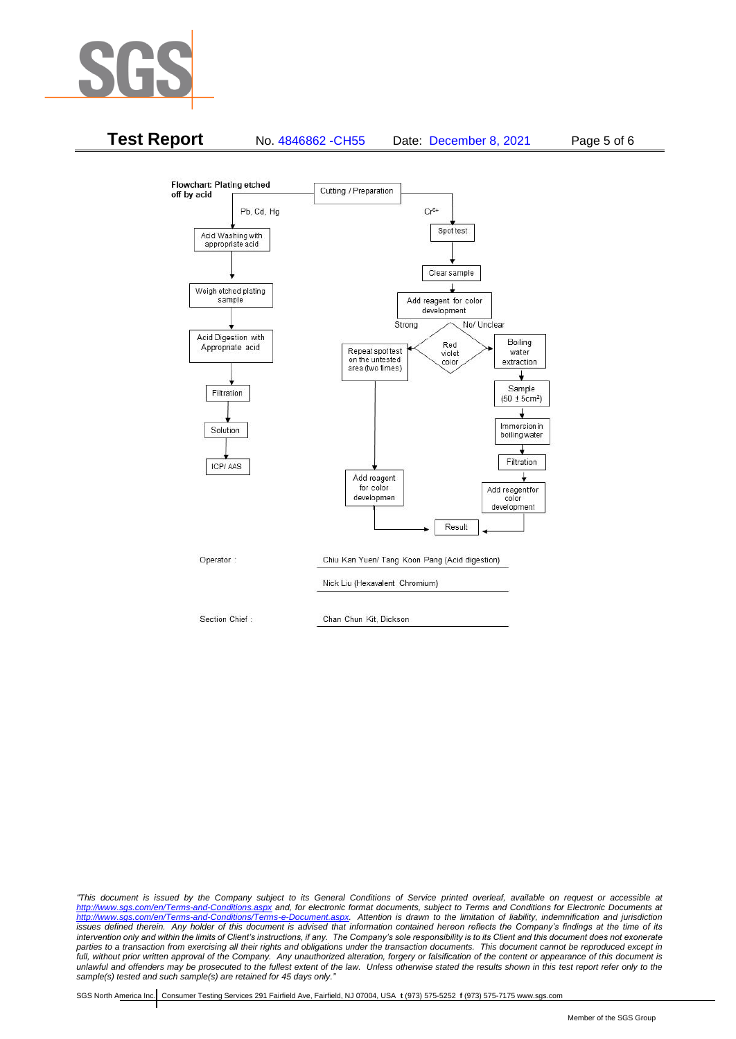**Flowchart: Plating etched off by acid**

Cutting / Preparation

Pb, Cd, Hg:

Acid Washing with appropriate acid → Weigh etched plating sample → Acid Digestion with Appropriate acid → Filtration → Solution → ICP/ AAS

$Cr^{6+}$:

Spot test → Clear sample → Add reagent for color development → Red violet color?

- Strong → Repeat spot test on the untested area (two times) → Add reagent for color developmen → Result
- No/ Unclear → Boiling water extraction → Sample ($50 \pm 5cm^2$) → Immersion in boiling water → Filtration → Add reagent for color development → Result

| | |
|---|---|
| Operator : | Chiu Kan Yuen/ Tang Koon Pang (Acid digestion) |
| | Nick Liu (Hexavalent Chromium) |
| Section Chief : | Chan Chun Kit, Dickson |

*"This document is issued by the Company subject to its General Conditions of Service printed overleaf, available on request or accessible at http://www.sgs.com/en/Terms-and-Conditions.aspx and, for electronic format documents, subject to Terms and Conditions for Electronic Documents at http://www.sgs.com/en/Terms-and-Conditions/Terms-e-Document.aspx. Attention is drawn to the limitation of liability, indemnification and jurisdiction issues defined therein. Any holder of this document is advised that information contained hereon reflects the Company's findings at the time of its intervention only and within the limits of Client's instructions, if any. The Company's sole responsibility is to its Client and this document does not exonerate parties to a transaction from exercising all their rights and obligations under the transaction documents. This document cannot be reproduced except in full, without prior written approval of the Company. Any unauthorized alteration, forgery or falsification of the content or appearance of this document is unlawful and offenders may be prosecuted to the fullest extent of the law. Unless otherwise stated the results shown in this test report refer only to the sample(s) tested and such sample(s) are retained for 45 days only."*

SGS North America Inc. | Consumer Testing Services 291 Fairfield Ave, Fairfield, NJ 07004, USA **t** (973) 575-5252 **f** (973) 575-7175 www.sgs.com

Member of the SGS Group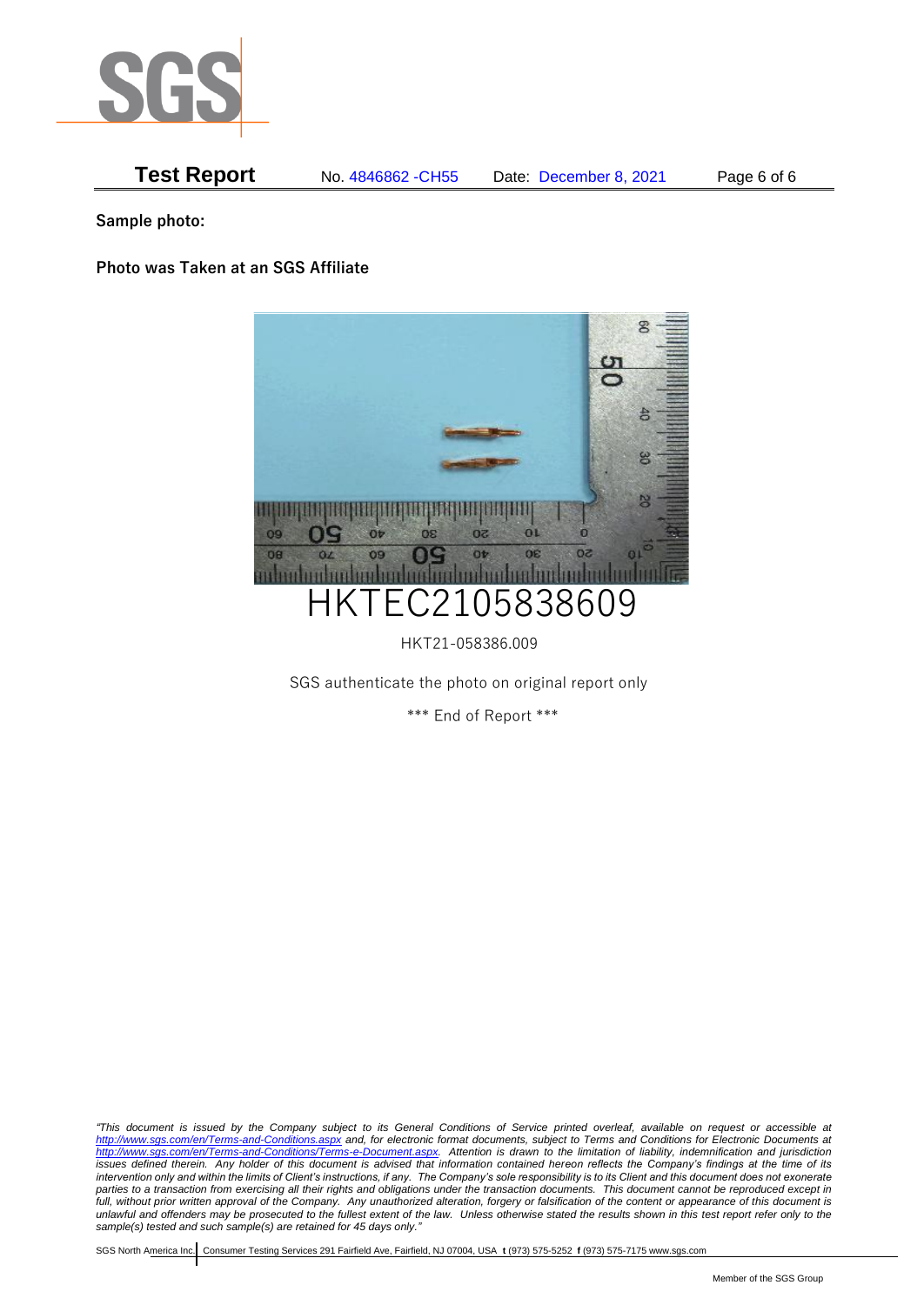**Sample photo:**

**Photo was Taken at an SGS Affiliate**

HKTEC2105838609

HKT21-058386.009

SGS authenticate the photo on original report only

\*\*\* End of Report \*\*\*

*"This document is issued by the Company subject to its General Conditions of Service printed overleaf, available on request or accessible at http://www.sgs.com/en/Terms-and-Conditions.aspx and, for electronic format documents, subject to Terms and Conditions for Electronic Documents at http://www.sgs.com/en/Terms-and-Conditions/Terms-e-Document.aspx. Attention is drawn to the limitation of liability, indemnification and jurisdiction issues defined therein. Any holder of this document is advised that information contained hereon reflects the Company's findings at the time of its intervention only and within the limits of Client's instructions, if any. The Company's sole responsibility is to its Client and this document does not exonerate parties to a transaction from exercising all their rights and obligations under the transaction documents. This document cannot be reproduced except in full, without prior written approval of the Company. Any unauthorized alteration, forgery or falsification of the content or appearance of this document is unlawful and offenders may be prosecuted to the fullest extent of the law. Unless otherwise stated the results shown in this test report refer only to the sample(s) tested and such sample(s) are retained for 45 days only."*

SGS North America Inc. | Consumer Testing Services 291 Fairfield Ave, Fairfield, NJ 07004, USA **t** (973) 575-5252 **f** (973) 575-7175 www.sgs.com

Member of the SGS Group